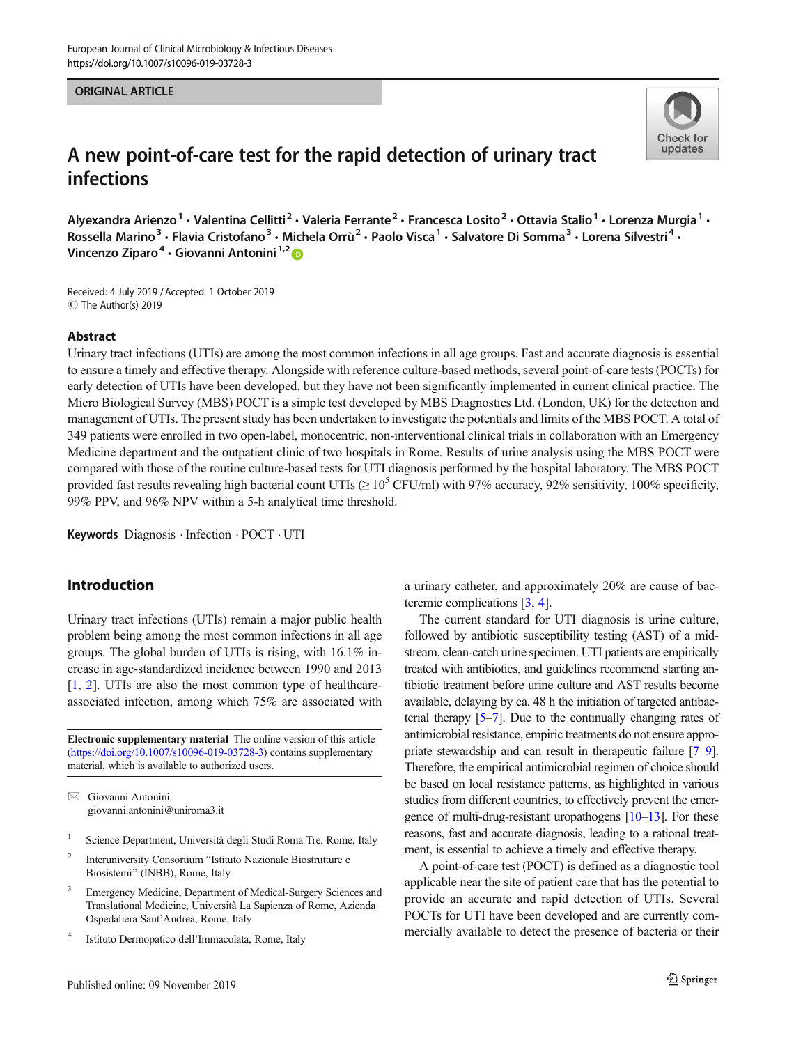ORIGINAL ARTICLE

# A new point-of-care test for the rapid detection of urinary tract infections

Alyexandra Arienzo [1] · Valentina Cellitti [2] · Valeria Ferrante [2] · Francesca Losito [2] · Ottavia Stalio [1] · Lorenza Murgia [1] · Rossella Marino [3] · Flavia Cristofano [3] · Michela Orrù [2] · Paolo Visca [1] · Salvatore Di Somma [3] · Lorena Silvestri [4] · Vincenzo Ziparo [4] · Giovanni Antonini [1,2]

Received: 4 July 2019 / Accepted: 1 October 2019
© The Author(s) 2019

## Abstract

Urinary tract infections (UTIs) are among the most common infections in all age groups. Fast and accurate diagnosis is essential to ensure a timely and effective therapy. Alongside with reference culture-based methods, several point-of-care tests (POCTs) for early detection of UTIs have been developed, but they have not been significantly implemented in current clinical practice. The Micro Biological Survey (MBS) POCT is a simple test developed by MBS Diagnostics Ltd. (London, UK) for the detection and management of UTIs. The present study has been undertaken to investigate the potentials and limits of the MBS POCT. A total of 349 patients were enrolled in two open-label, monocentric, non-interventional clinical trials in collaboration with an Emergency Medicine department and the outpatient clinic of two hospitals in Rome. Results of urine analysis using the MBS POCT were compared with those of the routine culture-based tests for UTI diagnosis performed by the hospital laboratory. The MBS POCT provided fast results revealing high bacterial count UTIs ($\geq 10^5$ CFU/ml) with 97% accuracy, 92% sensitivity, 100% specificity, 99% PPV, and 96% NPV within a 5-h analytical time threshold.

**Keywords** Diagnosis · Infection · POCT · UTI

## Introduction

Urinary tract infections (UTIs) remain a major public health problem being among the most common infections in all age groups. The global burden of UTIs is rising, with 16.1% increase in age-standardized incidence between 1990 and 2013 [1, 2]. UTIs are also the most common type of healthcare-associated infection, among which 75% are associated with a urinary catheter, and approximately 20% are cause of bacteremic complications [3, 4].

The current standard for UTI diagnosis is urine culture, followed by antibiotic susceptibility testing (AST) of a midstream, clean-catch urine specimen. UTI patients are empirically treated with antibiotics, and guidelines recommend starting antibiotic treatment before urine culture and AST results become available, delaying by ca. 48 h the initiation of targeted antibacterial therapy [5–7]. Due to the continually changing rates of antimicrobial resistance, empiric treatments do not ensure appropriate stewardship and can result in therapeutic failure [7–9]. Therefore, the empirical antimicrobial regimen of choice should be based on local resistance patterns, as highlighted in various studies from different countries, to effectively prevent the emergence of multi-drug-resistant uropathogens [10–13]. For these reasons, fast and accurate diagnosis, leading to a rational treatment, is essential to achieve a timely and effective therapy.

A point-of-care test (POCT) is defined as a diagnostic tool applicable near the site of patient care that has the potential to provide an accurate and rapid detection of UTIs. Several POCTs for UTI have been developed and are currently commercially available to detect the presence of bacteria or their

**Electronic supplementary material** The online version of this article (https://doi.org/10.1007/s10096-019-03728-3) contains supplementary material, which is available to authorized users.

✉ Giovanni Antonini
giovanni.antonini@uniroma3.it

[1] Science Department, Università degli Studi Roma Tre, Rome, Italy

[2] Interuniversity Consortium "Istituto Nazionale Biostrutture e Biosistemi" (INBB), Rome, Italy

[3] Emergency Medicine, Department of Medical-Surgery Sciences and Translational Medicine, Università La Sapienza of Rome, Azienda Ospedaliera Sant'Andrea, Rome, Italy

[4] Istituto Dermopatico dell'Immacolata, Rome, Italy

Published online: 09 November 2019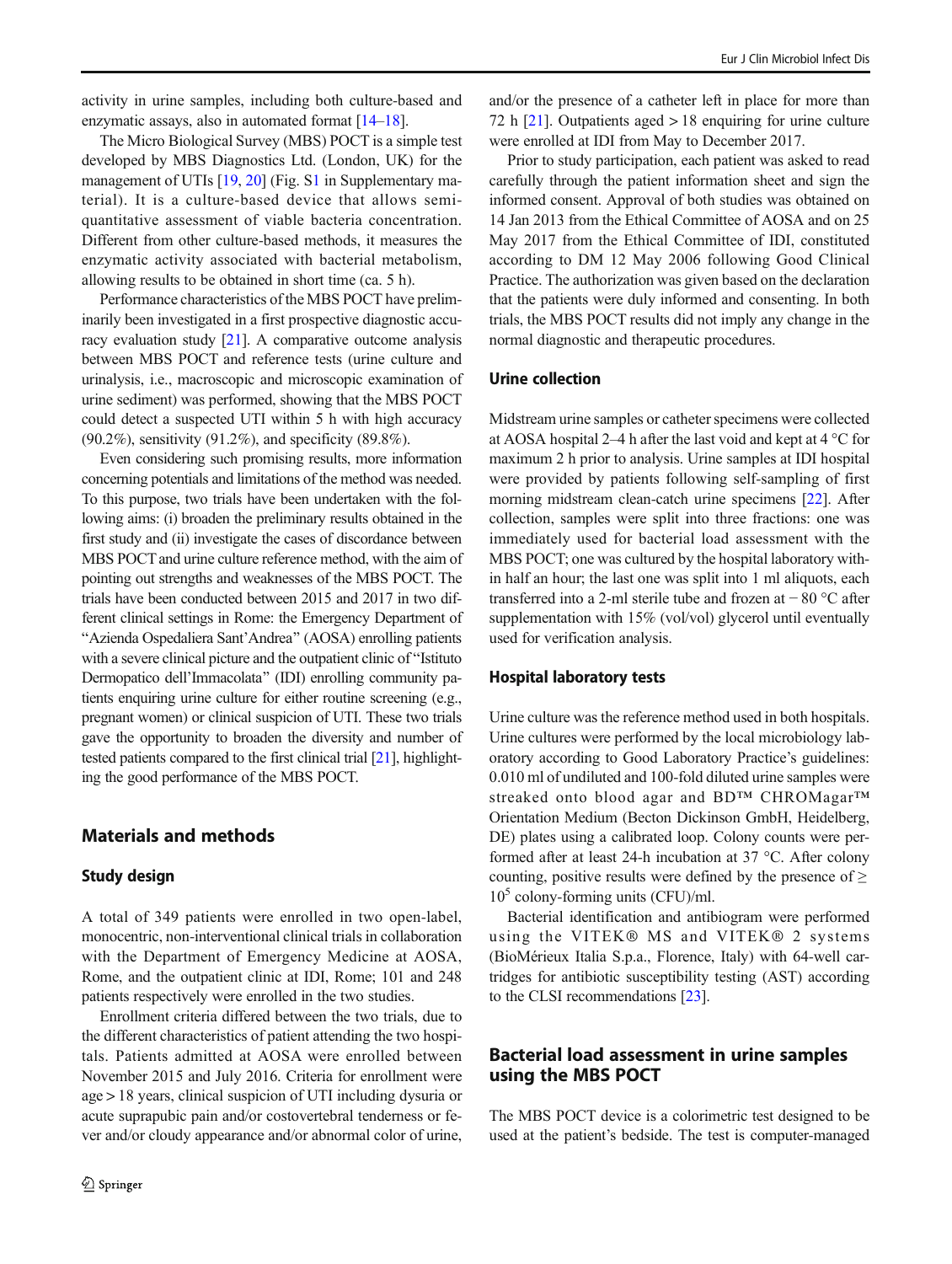activity in urine samples, including both culture-based and enzymatic assays, also in automated format [14–18].

The Micro Biological Survey (MBS) POCT is a simple test developed by MBS Diagnostics Ltd. (London, UK) for the management of UTIs [19, 20] (Fig. S1 in Supplementary material). It is a culture-based device that allows semi-quantitative assessment of viable bacteria concentration. Different from other culture-based methods, it measures the enzymatic activity associated with bacterial metabolism, allowing results to be obtained in short time (ca. 5 h).

Performance characteristics of the MBS POCT have preliminarily been investigated in a first prospective diagnostic accuracy evaluation study [21]. A comparative outcome analysis between MBS POCT and reference tests (urine culture and urinalysis, i.e., macroscopic and microscopic examination of urine sediment) was performed, showing that the MBS POCT could detect a suspected UTI within 5 h with high accuracy (90.2%), sensitivity (91.2%), and specificity (89.8%).

Even considering such promising results, more information concerning potentials and limitations of the method was needed. To this purpose, two trials have been undertaken with the following aims: (i) broaden the preliminary results obtained in the first study and (ii) investigate the cases of discordance between MBS POCT and urine culture reference method, with the aim of pointing out strengths and weaknesses of the MBS POCT. The trials have been conducted between 2015 and 2017 in two different clinical settings in Rome: the Emergency Department of "Azienda Ospedaliera Sant'Andrea" (AOSA) enrolling patients with a severe clinical picture and the outpatient clinic of "Istituto Dermopatico dell'Immacolata" (IDI) enrolling community patients enquiring urine culture for either routine screening (e.g., pregnant women) or clinical suspicion of UTI. These two trials gave the opportunity to broaden the diversity and number of tested patients compared to the first clinical trial [21], highlighting the good performance of the MBS POCT.

## Materials and methods

### Study design

A total of 349 patients were enrolled in two open-label, monocentric, non-interventional clinical trials in collaboration with the Department of Emergency Medicine at AOSA, Rome, and the outpatient clinic at IDI, Rome; 101 and 248 patients respectively were enrolled in the two studies.

Enrollment criteria differed between the two trials, due to the different characteristics of patient attending the two hospitals. Patients admitted at AOSA were enrolled between November 2015 and July 2016. Criteria for enrollment were age > 18 years, clinical suspicion of UTI including dysuria or acute suprapubic pain and/or costovertebral tenderness or fever and/or cloudy appearance and/or abnormal color of urine, and/or the presence of a catheter left in place for more than 72 h [21]. Outpatients aged > 18 enquiring for urine culture were enrolled at IDI from May to December 2017.

Prior to study participation, each patient was asked to read carefully through the patient information sheet and sign the informed consent. Approval of both studies was obtained on 14 Jan 2013 from the Ethical Committee of AOSA and on 25 May 2017 from the Ethical Committee of IDI, constituted according to DM 12 May 2006 following Good Clinical Practice. The authorization was given based on the declaration that the patients were duly informed and consenting. In both trials, the MBS POCT results did not imply any change in the normal diagnostic and therapeutic procedures.

### Urine collection

Midstream urine samples or catheter specimens were collected at AOSA hospital 2–4 h after the last void and kept at 4 °C for maximum 2 h prior to analysis. Urine samples at IDI hospital were provided by patients following self-sampling of first morning midstream clean-catch urine specimens [22]. After collection, samples were split into three fractions: one was immediately used for bacterial load assessment with the MBS POCT; one was cultured by the hospital laboratory within half an hour; the last one was split into 1 ml aliquots, each transferred into a 2-ml sterile tube and frozen at − 80 °C after supplementation with 15% (vol/vol) glycerol until eventually used for verification analysis.

### Hospital laboratory tests

Urine culture was the reference method used in both hospitals. Urine cultures were performed by the local microbiology laboratory according to Good Laboratory Practice's guidelines: 0.010 ml of undiluted and 100-fold diluted urine samples were streaked onto blood agar and BD™ CHROMagar™ Orientation Medium (Becton Dickinson GmbH, Heidelberg, DE) plates using a calibrated loop. Colony counts were performed after at least 24-h incubation at 37 °C. After colony counting, positive results were defined by the presence of ≥ $10^5$ colony-forming units (CFU)/ml.

Bacterial identification and antibiogram were performed using the VITEK® MS and VITEK® 2 systems (BioMérieux Italia S.p.a., Florence, Italy) with 64-well cartridges for antibiotic susceptibility testing (AST) according to the CLSI recommendations [23].

## Bacterial load assessment in urine samples using the MBS POCT

The MBS POCT device is a colorimetric test designed to be used at the patient's bedside. The test is computer-managed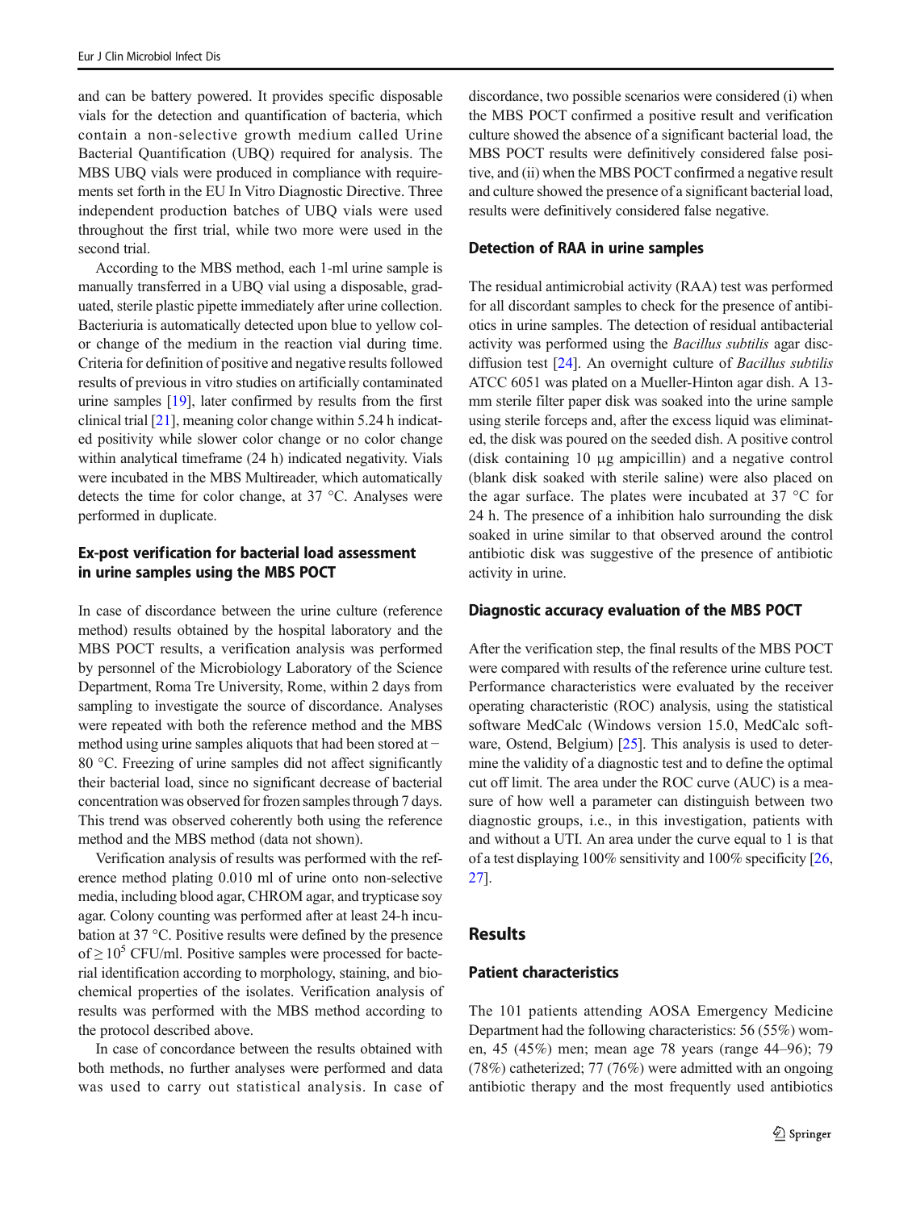and can be battery powered. It provides specific disposable vials for the detection and quantification of bacteria, which contain a non-selective growth medium called Urine Bacterial Quantification (UBQ) required for analysis. The MBS UBQ vials were produced in compliance with requirements set forth in the EU In Vitro Diagnostic Directive. Three independent production batches of UBQ vials were used throughout the first trial, while two more were used in the second trial.

According to the MBS method, each 1-ml urine sample is manually transferred in a UBQ vial using a disposable, graduated, sterile plastic pipette immediately after urine collection. Bacteriuria is automatically detected upon blue to yellow color change of the medium in the reaction vial during time. Criteria for definition of positive and negative results followed results of previous in vitro studies on artificially contaminated urine samples [19], later confirmed by results from the first clinical trial [21], meaning color change within 5.24 h indicated positivity while slower color change or no color change within analytical timeframe (24 h) indicated negativity. Vials were incubated in the MBS Multireader, which automatically detects the time for color change, at 37 °C. Analyses were performed in duplicate.

### Ex-post verification for bacterial load assessment in urine samples using the MBS POCT

In case of discordance between the urine culture (reference method) results obtained by the hospital laboratory and the MBS POCT results, a verification analysis was performed by personnel of the Microbiology Laboratory of the Science Department, Roma Tre University, Rome, within 2 days from sampling to investigate the source of discordance. Analyses were repeated with both the reference method and the MBS method using urine samples aliquots that had been stored at − 80 °C. Freezing of urine samples did not affect significantly their bacterial load, since no significant decrease of bacterial concentration was observed for frozen samples through 7 days. This trend was observed coherently both using the reference method and the MBS method (data not shown).

Verification analysis of results was performed with the reference method plating 0.010 ml of urine onto non-selective media, including blood agar, CHROM agar, and trypticase soy agar. Colony counting was performed after at least 24-h incubation at 37 °C. Positive results were defined by the presence of $\geq 10^5$ CFU/ml. Positive samples were processed for bacterial identification according to morphology, staining, and biochemical properties of the isolates. Verification analysis of results was performed with the MBS method according to the protocol described above.

In case of concordance between the results obtained with both methods, no further analyses were performed and data was used to carry out statistical analysis. In case of discordance, two possible scenarios were considered (i) when the MBS POCT confirmed a positive result and verification culture showed the absence of a significant bacterial load, the MBS POCT results were definitively considered false positive, and (ii) when the MBS POCT confirmed a negative result and culture showed the presence of a significant bacterial load, results were definitively considered false negative.

### Detection of RAA in urine samples

The residual antimicrobial activity (RAA) test was performed for all discordant samples to check for the presence of antibiotics in urine samples. The detection of residual antibacterial activity was performed using the *Bacillus subtilis* agar disc-diffusion test [24]. An overnight culture of *Bacillus subtilis* ATCC 6051 was plated on a Mueller-Hinton agar dish. A 13-mm sterile filter paper disk was soaked into the urine sample using sterile forceps and, after the excess liquid was eliminated, the disk was poured on the seeded dish. A positive control (disk containing 10 μg ampicillin) and a negative control (blank disk soaked with sterile saline) were also placed on the agar surface. The plates were incubated at 37 °C for 24 h. The presence of a inhibition halo surrounding the disk soaked in urine similar to that observed around the control antibiotic disk was suggestive of the presence of antibiotic activity in urine.

### Diagnostic accuracy evaluation of the MBS POCT

After the verification step, the final results of the MBS POCT were compared with results of the reference urine culture test. Performance characteristics were evaluated by the receiver operating characteristic (ROC) analysis, using the statistical software MedCalc (Windows version 15.0, MedCalc software, Ostend, Belgium) [25]. This analysis is used to determine the validity of a diagnostic test and to define the optimal cut off limit. The area under the ROC curve (AUC) is a measure of how well a parameter can distinguish between two diagnostic groups, i.e., in this investigation, patients with and without a UTI. An area under the curve equal to 1 is that of a test displaying 100% sensitivity and 100% specificity [26, 27].

## Results

### Patient characteristics

The 101 patients attending AOSA Emergency Medicine Department had the following characteristics: 56 (55%) women, 45 (45%) men; mean age 78 years (range 44–96); 79 (78%) catheterized; 77 (76%) were admitted with an ongoing antibiotic therapy and the most frequently used antibiotics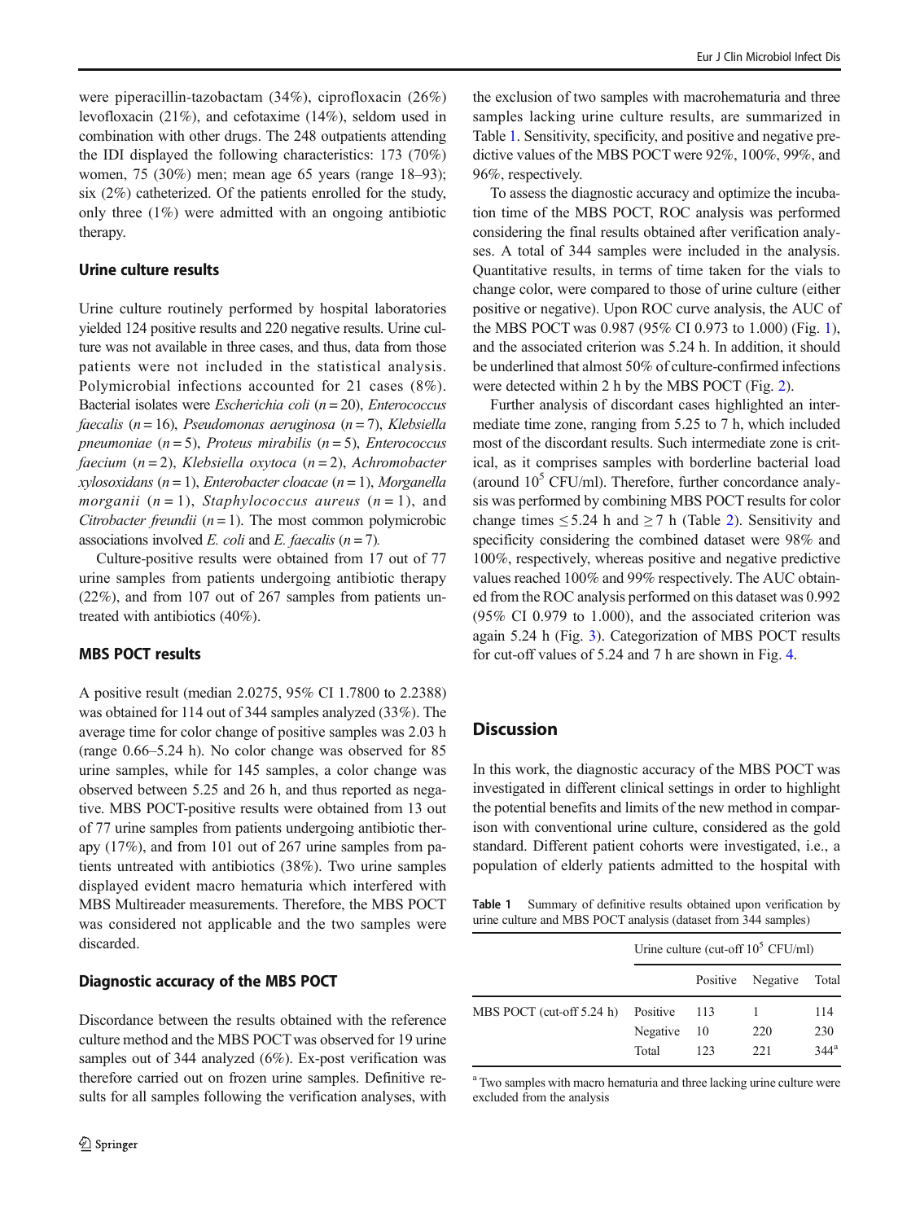were piperacillin-tazobactam (34%), ciprofloxacin (26%) levofloxacin (21%), and cefotaxime (14%), seldom used in combination with other drugs. The 248 outpatients attending the IDI displayed the following characteristics: 173 (70%) women, 75 (30%) men; mean age 65 years (range 18–93); six (2%) catheterized. Of the patients enrolled for the study, only three (1%) were admitted with an ongoing antibiotic therapy.

### Urine culture results

Urine culture routinely performed by hospital laboratories yielded 124 positive results and 220 negative results. Urine culture was not available in three cases, and thus, data from those patients were not included in the statistical analysis. Polymicrobial infections accounted for 21 cases (8%). Bacterial isolates were *Escherichia coli* ($n = 20$), *Enterococcus faecalis* ($n = 16$), *Pseudomonas aeruginosa* ($n = 7$), *Klebsiella pneumoniae* ($n = 5$), *Proteus mirabilis* ($n = 5$), *Enterococcus faecium* ($n = 2$), *Klebsiella oxytoca* ($n = 2$), *Achromobacter xylosoxidans* ($n = 1$), *Enterobacter cloacae* ($n = 1$), *Morganella morganii* ($n = 1$), *Staphylococcus aureus* ($n = 1$), and *Citrobacter freundii* ($n = 1$). The most common polymicrobic associations involved *E. coli* and *E. faecalis* ($n = 7$).

Culture-positive results were obtained from 17 out of 77 urine samples from patients undergoing antibiotic therapy (22%), and from 107 out of 267 samples from patients untreated with antibiotics (40%).

### MBS POCT results

A positive result (median 2.0275, 95% CI 1.7800 to 2.2388) was obtained for 114 out of 344 samples analyzed (33%). The average time for color change of positive samples was 2.03 h (range 0.66–5.24 h). No color change was observed for 85 urine samples, while for 145 samples, a color change was observed between 5.25 and 26 h, and thus reported as negative. MBS POCT-positive results were obtained from 13 out of 77 urine samples from patients undergoing antibiotic therapy (17%), and from 101 out of 267 urine samples from patients untreated with antibiotics (38%). Two urine samples displayed evident macro hematuria which interfered with MBS Multireader measurements. Therefore, the MBS POCT was considered not applicable and the two samples were discarded.

### Diagnostic accuracy of the MBS POCT

Discordance between the results obtained with the reference culture method and the MBS POCT was observed for 19 urine samples out of 344 analyzed (6%). Ex-post verification was therefore carried out on frozen urine samples. Definitive results for all samples following the verification analyses, with the exclusion of two samples with macrohematuria and three samples lacking urine culture results, are summarized in Table 1. Sensitivity, specificity, and positive and negative predictive values of the MBS POCT were 92%, 100%, 99%, and 96%, respectively.

To assess the diagnostic accuracy and optimize the incubation time of the MBS POCT, ROC analysis was performed considering the final results obtained after verification analyses. A total of 344 samples were included in the analysis. Quantitative results, in terms of time taken for the vials to change color, were compared to those of urine culture (either positive or negative). Upon ROC curve analysis, the AUC of the MBS POCT was 0.987 (95% CI 0.973 to 1.000) (Fig. 1), and the associated criterion was 5.24 h. In addition, it should be underlined that almost 50% of culture-confirmed infections were detected within 2 h by the MBS POCT (Fig. 2).

Further analysis of discordant cases highlighted an intermediate time zone, ranging from 5.25 to 7 h, which included most of the discordant results. Such intermediate zone is critical, as it comprises samples with borderline bacterial load (around $10^5$ CFU/ml). Therefore, further concordance analysis was performed by combining MBS POCT results for color change times $\leq 5.24$ h and $\geq 7$ h (Table 2). Sensitivity and specificity considering the combined dataset were 98% and 100%, respectively, whereas positive and negative predictive values reached 100% and 99% respectively. The AUC obtained from the ROC analysis performed on this dataset was 0.992 (95% CI 0.979 to 1.000), and the associated criterion was again 5.24 h (Fig. 3). Categorization of MBS POCT results for cut-off values of 5.24 and 7 h are shown in Fig. 4.

## Discussion

In this work, the diagnostic accuracy of the MBS POCT was investigated in different clinical settings in order to highlight the potential benefits and limits of the new method in comparison with conventional urine culture, considered as the gold standard. Different patient cohorts were investigated, i.e., a population of elderly patients admitted to the hospital with

**Table 1** Summary of definitive results obtained upon verification by urine culture and MBS POCT analysis (dataset from 344 samples)

| | | Urine culture (cut-off $10^5$ CFU/ml) | | |
|---|---|---|---|---|
| | | Positive | Negative | Total |
| MBS POCT (cut-off 5.24 h) | Positive | 113 | 1 | 114 |
| | Negative | 10 | 220 | 230 |
| | Total | 123 | 221 | 344[a] |

[a] Two samples with macro hematuria and three lacking urine culture were excluded from the analysis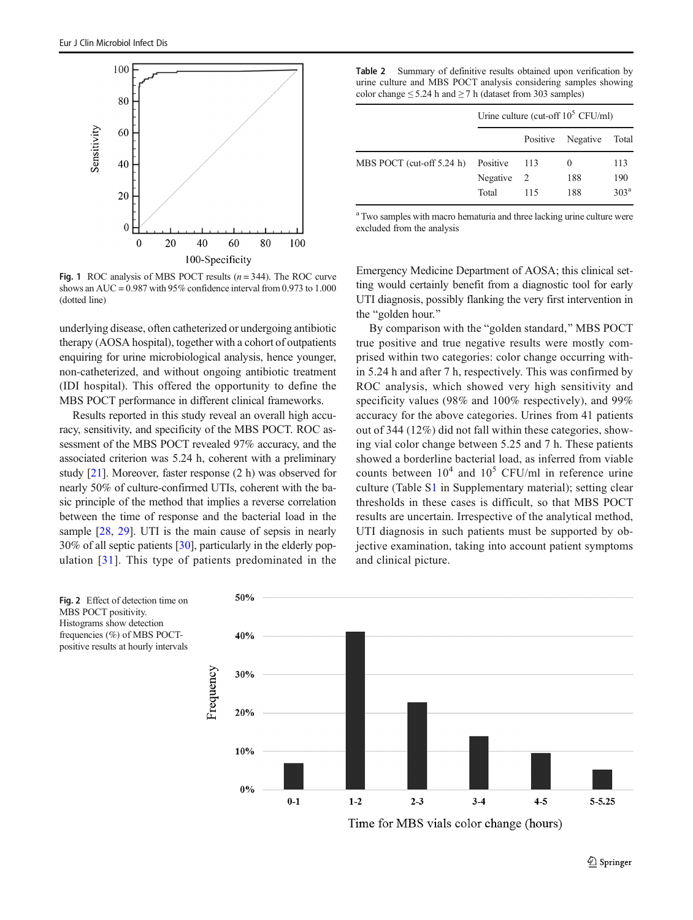Fig. 1 ROC analysis of MBS POCT results ($n = 344$). The ROC curve shows an AUC = 0.987 with 95% confidence interval from 0.973 to 1.000 (dotted line)

**Table 2** Summary of definitive results obtained upon verification by urine culture and MBS POCT analysis considering samples showing color change ≤ 5.24 h and ≥ 7 h (dataset from 303 samples)

| | | Urine culture (cut-off $10^5$ CFU/ml) | | |
|---|---|---|---|---|
| | | Positive | Negative | Total |
| MBS POCT (cut-off 5.24 h) | Positive | 113 | 0 | 113 |
| | Negative | 2 | 188 | 190 |
| | Total | 115 | 188 | 303[a] |

[a] Two samples with macro hematuria and three lacking urine culture were excluded from the analysis

underlying disease, often catheterized or undergoing antibiotic therapy (AOSA hospital), together with a cohort of outpatients enquiring for urine microbiological analysis, hence younger, non-catheterized, and without ongoing antibiotic treatment (IDI hospital). This offered the opportunity to define the MBS POCT performance in different clinical frameworks.

Results reported in this study reveal an overall high accuracy, sensitivity, and specificity of the MBS POCT. ROC assessment of the MBS POCT revealed 97% accuracy, and the associated criterion was 5.24 h, coherent with a preliminary study [21]. Moreover, faster response (2 h) was observed for nearly 50% of culture-confirmed UTIs, coherent with the basic principle of the method that implies a reverse correlation between the time of response and the bacterial load in the sample [28, 29]. UTI is the main cause of sepsis in nearly 30% of all septic patients [30], particularly in the elderly population [31]. This type of patients predominated in the Emergency Medicine Department of AOSA; this clinical setting would certainly benefit from a diagnostic tool for early UTI diagnosis, possibly flanking the very first intervention in the "golden hour."

By comparison with the "golden standard," MBS POCT true positive and true negative results were mostly comprised within two categories: color change occurring within 5.24 h and after 7 h, respectively. This was confirmed by ROC analysis, which showed very high sensitivity and specificity values (98% and 100% respectively), and 99% accuracy for the above categories. Urines from 41 patients out of 344 (12%) did not fall within these categories, showing vial color change between 5.25 and 7 h. These patients showed a borderline bacterial load, as inferred from viable counts between $10^4$ and $10^5$ CFU/ml in reference urine culture (Table S1 in Supplementary material); setting clear thresholds in these cases is difficult, so that MBS POCT results are uncertain. Irrespective of the analytical method, UTI diagnosis in such patients must be supported by objective examination, taking into account patient symptoms and clinical picture.

Fig. 2 Effect of detection time on MBS POCT positivity. Histograms show detection frequencies (%) of MBS POCT-positive results at hourly intervals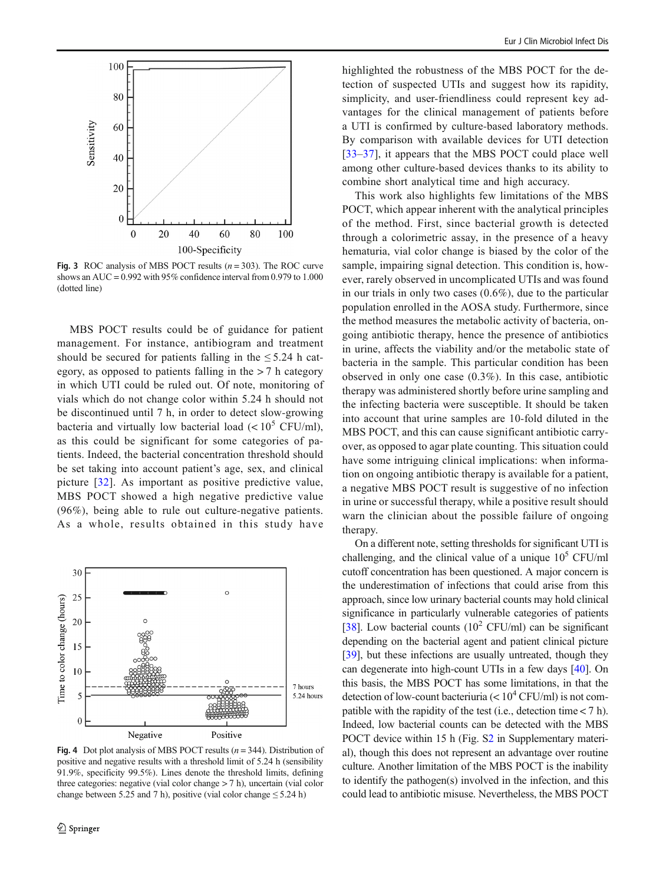Fig. 3 ROC analysis of MBS POCT results ($n = 303$). The ROC curve shows an AUC = 0.992 with 95% confidence interval from 0.979 to 1.000 (dotted line)

MBS POCT results could be of guidance for patient management. For instance, antibiogram and treatment should be secured for patients falling in the ≤ 5.24 h category, as opposed to patients falling in the > 7 h category in which UTI could be ruled out. Of note, monitoring of vials which do not change color within 5.24 h should not be discontinued until 7 h, in order to detect slow-growing bacteria and virtually low bacterial load (< $10^5$ CFU/ml), as this could be significant for some categories of patients. Indeed, the bacterial concentration threshold should be set taking into account patient's age, sex, and clinical picture [32]. As important as positive predictive value, MBS POCT showed a high negative predictive value (96%), being able to rule out culture-negative patients. As a whole, results obtained in this study have highlighted the robustness of the MBS POCT for the detection of suspected UTIs and suggest how its rapidity, simplicity, and user-friendliness could represent key advantages for the clinical management of patients before a UTI is confirmed by culture-based laboratory methods. By comparison with available devices for UTI detection [33–37], it appears that the MBS POCT could place well among other culture-based devices thanks to its ability to combine short analytical time and high accuracy.

Fig. 4 Dot plot analysis of MBS POCT results ($n = 344$). Distribution of positive and negative results with a threshold limit of 5.24 h (sensibility 91.9%, specificity 99.5%). Lines denote the threshold limits, defining three categories: negative (vial color change > 7 h), uncertain (vial color change between 5.25 and 7 h), positive (vial color change ≤ 5.24 h)

This work also highlights few limitations of the MBS POCT, which appear inherent with the analytical principles of the method. First, since bacterial growth is detected through a colorimetric assay, in the presence of a heavy hematuria, vial color change is biased by the color of the sample, impairing signal detection. This condition is, however, rarely observed in uncomplicated UTIs and was found in our trials in only two cases (0.6%), due to the particular population enrolled in the AOSA study. Furthermore, since the method measures the metabolic activity of bacteria, ongoing antibiotic therapy, hence the presence of antibiotics in urine, affects the viability and/or the metabolic state of bacteria in the sample. This particular condition has been observed in only one case (0.3%). In this case, antibiotic therapy was administered shortly before urine sampling and the infecting bacteria were susceptible. It should be taken into account that urine samples are 10-fold diluted in the MBS POCT, and this can cause significant antibiotic carry-over, as opposed to agar plate counting. This situation could have some intriguing clinical implications: when information on ongoing antibiotic therapy is available for a patient, a negative MBS POCT result is suggestive of no infection in urine or successful therapy, while a positive result should warn the clinician about the possible failure of ongoing therapy.

On a different note, setting thresholds for significant UTI is challenging, and the clinical value of a unique $10^5$ CFU/ml cutoff concentration has been questioned. A major concern is the underestimation of infections that could arise from this approach, since low urinary bacterial counts may hold clinical significance in particularly vulnerable categories of patients [38]. Low bacterial counts ($10^2$ CFU/ml) can be significant depending on the bacterial agent and patient clinical picture [39], but these infections are usually untreated, though they can degenerate into high-count UTIs in a few days [40]. On this basis, the MBS POCT has some limitations, in that the detection of low-count bacteriuria (< $10^4$ CFU/ml) is not compatible with the rapidity of the test (i.e., detection time < 7 h). Indeed, low bacterial counts can be detected with the MBS POCT device within 15 h (Fig. S2 in Supplementary material), though this does not represent an advantage over routine culture. Another limitation of the MBS POCT is the inability to identify the pathogen(s) involved in the infection, and this could lead to antibiotic misuse. Nevertheless, the MBS POCT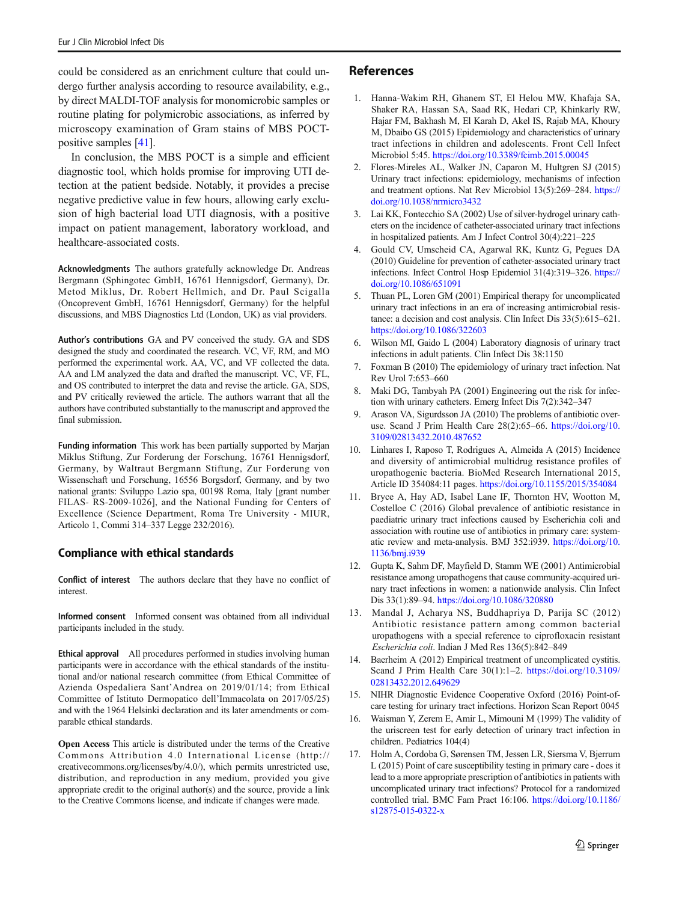could be considered as an enrichment culture that could undergo further analysis according to resource availability, e.g., by direct MALDI-TOF analysis for monomicrobic samples or routine plating for polymicrobic associations, as inferred by microscopy examination of Gram stains of MBS POCT-positive samples [41].

In conclusion, the MBS POCT is a simple and efficient diagnostic tool, which holds promise for improving UTI detection at the patient bedside. Notably, it provides a precise negative predictive value in few hours, allowing early exclusion of high bacterial load UTI diagnosis, with a positive impact on patient management, laboratory workload, and healthcare-associated costs.

**Acknowledgments** The authors gratefully acknowledge Dr. Andreas Bergmann (Sphingotec GmbH, 16761 Hennigsdorf, Germany), Dr. Metod Miklus, Dr. Robert Hellmich, and Dr. Paul Scigalla (Oncoprevent GmbH, 16761 Hennigsdorf, Germany) for the helpful discussions, and MBS Diagnostics Ltd (London, UK) as vial providers.

**Author's contributions** GA and PV conceived the study. GA and SDS designed the study and coordinated the research. VC, VF, RM, and MO performed the experimental work. AA, VC, and VF collected the data. AA and LM analyzed the data and drafted the manuscript. VC, VF, FL, and OS contributed to interpret the data and revise the article. GA, SDS, and PV critically reviewed the article. The authors warrant that all the authors have contributed substantially to the manuscript and approved the final submission.

**Funding information** This work has been partially supported by Marjan Miklus Stiftung, Zur Forderung der Forschung, 16761 Hennigsdorf, Germany, by Waltraut Bergmann Stiftung, Zur Forderung von Wissenschaft und Forschung, 16556 Borgsdorf, Germany, and by two national grants: Sviluppo Lazio spa, 00198 Roma, Italy [grant number FILAS- RS-2009-1026], and the National Funding for Centers of Excellence (Science Department, Roma Tre University - MIUR, Articolo 1, Commi 314–337 Legge 232/2016).

## Compliance with ethical standards

**Conflict of interest** The authors declare that they have no conflict of interest.

**Informed consent** Informed consent was obtained from all individual participants included in the study.

**Ethical approval** All procedures performed in studies involving human participants were in accordance with the ethical standards of the institutional and/or national research committee (from Ethical Committee of Azienda Ospedaliera Sant'Andrea on 2019/01/14; from Ethical Committee of Istituto Dermopatico dell'Immacolata on 2017/05/25) and with the 1964 Helsinki declaration and its later amendments or comparable ethical standards.

**Open Access** This article is distributed under the terms of the Creative Commons Attribution 4.0 International License (http://creativecommons.org/licenses/by/4.0/), which permits unrestricted use, distribution, and reproduction in any medium, provided you give appropriate credit to the original author(s) and the source, provide a link to the Creative Commons license, and indicate if changes were made.

## References

1. Hanna-Wakim RH, Ghanem ST, El Helou MW, Khafaja SA, Shaker RA, Hassan SA, Saad RK, Hedari CP, Khinkarly RW, Hajar FM, Bakhash M, El Karah D, Akel IS, Rajab MA, Khoury M, Dbaibo GS (2015) Epidemiology and characteristics of urinary tract infections in children and adolescents. Front Cell Infect Microbiol 5:45. https://doi.org/10.3389/fcimb.2015.00045
2. Flores-Mireles AL, Walker JN, Caparon M, Hultgren SJ (2015) Urinary tract infections: epidemiology, mechanisms of infection and treatment options. Nat Rev Microbiol 13(5):269–284. https://doi.org/10.1038/nrmicro3432
3. Lai KK, Fontecchio SA (2002) Use of silver-hydrogel urinary catheters on the incidence of catheter-associated urinary tract infections in hospitalized patients. Am J Infect Control 30(4):221–225
4. Gould CV, Umscheid CA, Agarwal RK, Kuntz G, Pegues DA (2010) Guideline for prevention of catheter-associated urinary tract infections. Infect Control Hosp Epidemiol 31(4):319–326. https://doi.org/10.1086/651091
5. Thuan PL, Loren GM (2001) Empirical therapy for uncomplicated urinary tract infections in an era of increasing antimicrobial resistance: a decision and cost analysis. Clin Infect Dis 33(5):615–621. https://doi.org/10.1086/322603
6. Wilson MI, Gaido L (2004) Laboratory diagnosis of urinary tract infections in adult patients. Clin Infect Dis 38:1150
7. Foxman B (2010) The epidemiology of urinary tract infection. Nat Rev Urol 7:653–660
8. Maki DG, Tambyah PA (2001) Engineering out the risk for infection with urinary catheters. Emerg Infect Dis 7(2):342–347
9. Arason VA, Sigurdsson JA (2010) The problems of antibiotic overuse. Scand J Prim Health Care 28(2):65–66. https://doi.org/10.3109/02813432.2010.487652
10. Linhares I, Raposo T, Rodrigues A, Almeida A (2015) Incidence and diversity of antimicrobial multidrug resistance profiles of uropathogenic bacteria. BioMed Research International 2015, Article ID 354084:11 pages. https://doi.org/10.1155/2015/354084
11. Bryce A, Hay AD, Isabel Lane IF, Thornton HV, Wootton M, Costelloe C (2016) Global prevalence of antibiotic resistance in paediatric urinary tract infections caused by Escherichia coli and association with routine use of antibiotics in primary care: systematic review and meta-analysis. BMJ 352:i939. https://doi.org/10.1136/bmj.i939
12. Gupta K, Sahm DF, Mayfield D, Stamm WE (2001) Antimicrobial resistance among uropathogens that cause community-acquired urinary tract infections in women: a nationwide analysis. Clin Infect Dis 33(1):89–94. https://doi.org/10.1086/320880
13. Mandal J, Acharya NS, Buddhapriya D, Parija SC (2012) Antibiotic resistance pattern among common bacterial uropathogens with a special reference to ciprofloxacin resistant *Escherichia coli*. Indian J Med Res 136(5):842–849
14. Baerheim A (2012) Empirical treatment of uncomplicated cystitis. Scand J Prim Health Care 30(1):1–2. https://doi.org/10.3109/02813432.2012.649629
15. NIHR Diagnostic Evidence Cooperative Oxford (2016) Point-of-care testing for urinary tract infections. Horizon Scan Report 0045
16. Waisman Y, Zerem E, Amir L, Mimouni M (1999) The validity of the uriscreen test for early detection of urinary tract infection in children. Pediatrics 104(4)
17. Holm A, Cordoba G, Sørensen TM, Jessen LR, Siersma V, Bjerrum L (2015) Point of care susceptibility testing in primary care - does it lead to a more appropriate prescription of antibiotics in patients with uncomplicated urinary tract infections? Protocol for a randomized controlled trial. BMC Fam Pract 16:106. https://doi.org/10.1186/s12875-015-0322-x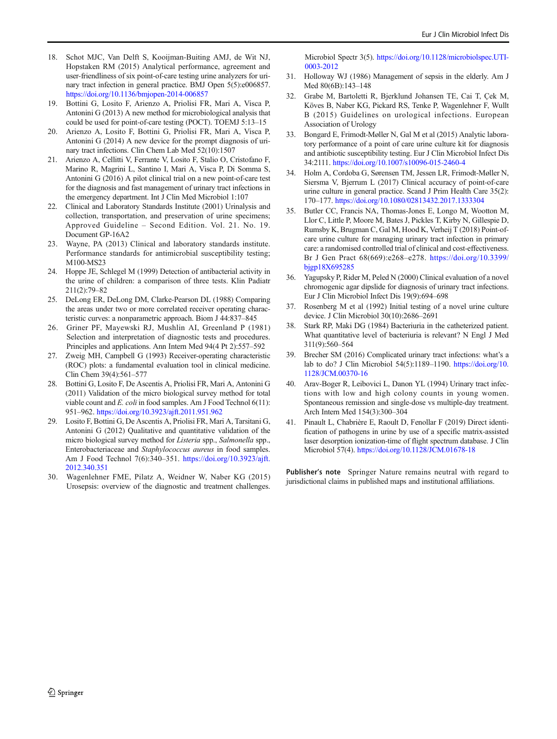18. Schot MJC, Van Delft S, Kooijman-Buiting AMJ, de Wit NJ, Hopstaken RM (2015) Analytical performance, agreement and user-friendliness of six point-of-care testing urine analyzers for urinary tract infection in general practice. BMJ Open 5(5):e006857. https://doi.org/10.1136/bmjopen-2014-006857
19. Bottini G, Losito F, Arienzo A, Priolisi FR, Mari A, Visca P, Antonini G (2013) A new method for microbiological analysis that could be used for point-of-care testing (POCT). TOEMJ 5:13–15
20. Arienzo A, Losito F, Bottini G, Priolisi FR, Mari A, Visca P, Antonini G (2014) A new device for the prompt diagnosis of urinary tract infections. Clin Chem Lab Med 52(10):1507
21. Arienzo A, Cellitti V, Ferrante V, Losito F, Stalio O, Cristofano F, Marino R, Magrini L, Santino I, Mari A, Visca P, Di Somma S, Antonini G (2016) A pilot clinical trial on a new point-of-care test for the diagnosis and fast management of urinary tract infections in the emergency department. Int J Clin Med Microbiol 1:107
22. Clinical and Laboratory Standards Institute (2001) Urinalysis and collection, transportation, and preservation of urine specimens; Approved Guideline – Second Edition. Vol. 21. No. 19. Document GP-16A2
23. Wayne, PA (2013) Clinical and laboratory standards institute. Performance standards for antimicrobial susceptibility testing; M100-MS23
24. Hoppe JE, Schlegel M (1999) Detection of antibacterial activity in the urine of children: a comparison of three tests. Klin Padiatr 211(2):79–82
25. DeLong ER, DeLong DM, Clarke-Pearson DL (1988) Comparing the areas under two or more correlated receiver operating characteristic curves: a nonparametric approach. Biom J 44:837–845
26. Griner PF, Mayewski RJ, Mushlin AI, Greenland P (1981) Selection and interpretation of diagnostic tests and procedures. Principles and applications. Ann Intern Med 94(4 Pt 2):557–592
27. Zweig MH, Campbell G (1993) Receiver-operating characteristic (ROC) plots: a fundamental evaluation tool in clinical medicine. Clin Chem 39(4):561–577
28. Bottini G, Losito F, De Ascentis A, Priolisi FR, Mari A, Antonini G (2011) Validation of the micro biological survey method for total viable count and *E. coli* in food samples. Am J Food Technol 6(11):951–962. https://doi.org/10.3923/ajft.2011.951.962
29. Losito F, Bottini G, De Ascentis A, Priolisi FR, Mari A, Tarsitani G, Antonini G (2012) Qualitative and quantitative validation of the micro biological survey method for *Listeria* spp., *Salmonella* spp., Enterobacteriaceae and *Staphylococcus aureus* in food samples. Am J Food Technol 7(6):340–351. https://doi.org/10.3923/ajft.2012.340.351
30. Wagenlehner FME, Pilatz A, Weidner W, Naber KG (2015) Urosepsis: overview of the diagnostic and treatment challenges. Microbiol Spectr 3(5). https://doi.org/10.1128/microbiolspec.UTI-0003-2012
31. Holloway WJ (1986) Management of sepsis in the elderly. Am J Med 80(6B):143–148
32. Grabe M, Bartoletti R, Bjerklund Johansen TE, Cai T, Çek M, Köves B, Naber KG, Pickard RS, Tenke P, Wagenlehner F, Wullt B (2015) Guidelines on urological infections. European Association of Urology
33. Bongard E, Frimodt-Møller N, Gal M et al (2015) Analytic laboratory performance of a point of care urine culture kit for diagnosis and antibiotic susceptibility testing. Eur J Clin Microbiol Infect Dis 34:2111. https://doi.org/10.1007/s10096-015-2460-4
34. Holm A, Cordoba G, Sørensen TM, Jessen LR, Frimodt-Møller N, Siersma V, Bjerrum L (2017) Clinical accuracy of point-of-care urine culture in general practice. Scand J Prim Health Care 35(2):170–177. https://doi.org/10.1080/02813432.2017.1333304
35. Butler CC, Francis NA, Thomas-Jones E, Longo M, Wootton M, Llor C, Little P, Moore M, Bates J, Pickles T, Kirby N, Gillespie D, Rumsby K, Brugman C, Gal M, Hood K, Verheij T (2018) Point-of-care urine culture for managing urinary tract infection in primary care: a randomised controlled trial of clinical and cost-effectiveness. Br J Gen Pract 68(669):e268–e278. https://doi.org/10.3399/bjgp18X695285
36. Yagupsky P, Rider M, Peled N (2000) Clinical evaluation of a novel chromogenic agar dipslide for diagnosis of urinary tract infections. Eur J Clin Microbiol Infect Dis 19(9):694–698
37. Rosenberg M et al (1992) Initial testing of a novel urine culture device. J Clin Microbiol 30(10):2686–2691
38. Stark RP, Maki DG (1984) Bacteriuria in the catheterized patient. What quantitative level of bacteriuria is relevant? N Engl J Med 311(9):560–564
39. Brecher SM (2016) Complicated urinary tract infections: what's a lab to do? J Clin Microbiol 54(5):1189–1190. https://doi.org/10.1128/JCM.00370-16
40. Arav-Boger R, Leibovici L, Danon YL (1994) Urinary tract infections with low and high colony counts in young women. Spontaneous remission and single-dose vs multiple-day treatment. Arch Intern Med 154(3):300–304
41. Pinault L, Chabrière E, Raoult D, Fenollar F (2019) Direct identification of pathogens in urine by use of a specific matrix-assisted laser desorption ionization-time of flight spectrum database. J Clin Microbiol 57(4). https://doi.org/10.1128/JCM.01678-18

**Publisher's note** Springer Nature remains neutral with regard to jurisdictional claims in published maps and institutional affiliations.